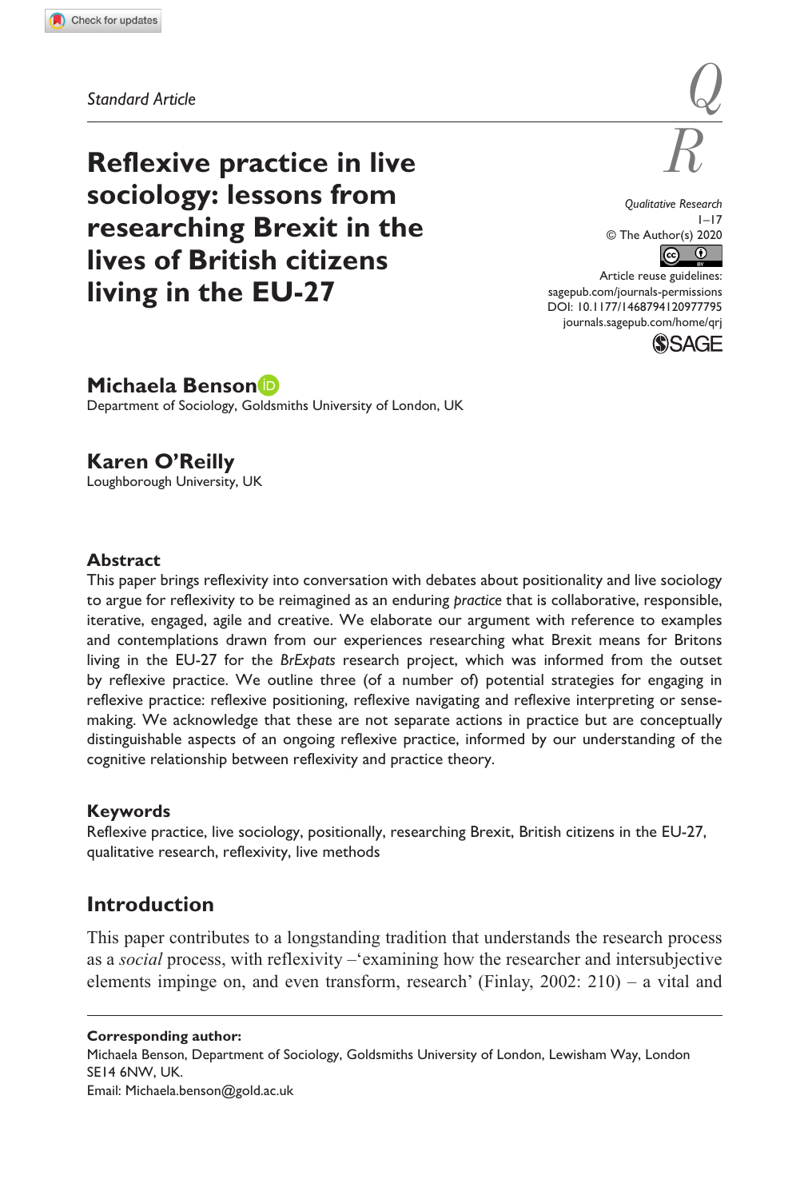Standard Article

# Reflexive practice in live sociology: lessons from researching Brexit in the lives of British citizens living in the EU-27

Qualitative Research
© The Author(s) 2020
Article reuse guidelines: sagepub.com/journals-permissions
DOI: 10.1177/1468794120977795
journals.sagepub.com/home/qrj

**Michaela Benson**
Department of Sociology, Goldsmiths University of London, UK

**Karen O'Reilly**
Loughborough University, UK

## Abstract

This paper brings reflexivity into conversation with debates about positionality and live sociology to argue for reflexivity to be reimagined as an enduring *practice* that is collaborative, responsible, iterative, engaged, agile and creative. We elaborate our argument with reference to examples and contemplations drawn from our experiences researching what Brexit means for Britons living in the EU-27 for the *BrExpats* research project, which was informed from the outset by reflexive practice. We outline three (of a number of) potential strategies for engaging in reflexive practice: reflexive positioning, reflexive navigating and reflexive interpreting or sense-making. We acknowledge that these are not separate actions in practice but are conceptually distinguishable aspects of an ongoing reflexive practice, informed by our understanding of the cognitive relationship between reflexivity and practice theory.

## Keywords

Reflexive practice, live sociology, positionally, researching Brexit, British citizens in the EU-27, qualitative research, reflexivity, live methods

## Introduction

This paper contributes to a longstanding tradition that understands the research process as a *social* process, with reflexivity –'examining how the researcher and intersubjective elements impinge on, and even transform, research' (Finlay, 2002: 210) – a vital and

**Corresponding author:**
Michaela Benson, Department of Sociology, Goldsmiths University of London, Lewisham Way, London SE14 6NW, UK.
Email: Michaela.benson@gold.ac.uk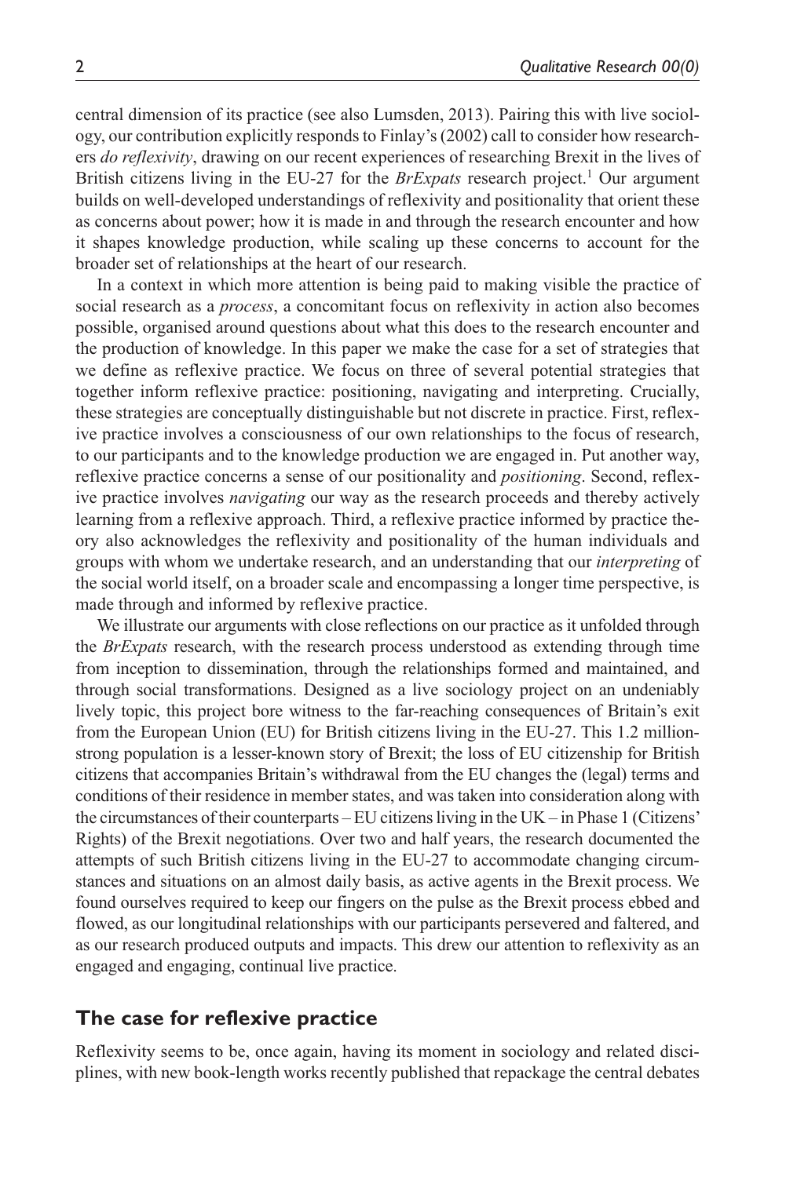central dimension of its practice (see also Lumsden, 2013). Pairing this with live sociology, our contribution explicitly responds to Finlay's (2002) call to consider how researchers *do reflexivity*, drawing on our recent experiences of researching Brexit in the lives of British citizens living in the EU-27 for the *BrExpats* research project.[1] Our argument builds on well-developed understandings of reflexivity and positionality that orient these as concerns about power; how it is made in and through the research encounter and how it shapes knowledge production, while scaling up these concerns to account for the broader set of relationships at the heart of our research.

In a context in which more attention is being paid to making visible the practice of social research as a *process*, a concomitant focus on reflexivity in action also becomes possible, organised around questions about what this does to the research encounter and the production of knowledge. In this paper we make the case for a set of strategies that we define as reflexive practice. We focus on three of several potential strategies that together inform reflexive practice: positioning, navigating and interpreting. Crucially, these strategies are conceptually distinguishable but not discrete in practice. First, reflexive practice involves a consciousness of our own relationships to the focus of research, to our participants and to the knowledge production we are engaged in. Put another way, reflexive practice concerns a sense of our positionality and *positioning*. Second, reflexive practice involves *navigating* our way as the research proceeds and thereby actively learning from a reflexive approach. Third, a reflexive practice informed by practice theory also acknowledges the reflexivity and positionality of the human individuals and groups with whom we undertake research, and an understanding that our *interpreting* of the social world itself, on a broader scale and encompassing a longer time perspective, is made through and informed by reflexive practice.

We illustrate our arguments with close reflections on our practice as it unfolded through the *BrExpats* research, with the research process understood as extending through time from inception to dissemination, through the relationships formed and maintained, and through social transformations. Designed as a live sociology project on an undeniably lively topic, this project bore witness to the far-reaching consequences of Britain's exit from the European Union (EU) for British citizens living in the EU-27. This 1.2 million-strong population is a lesser-known story of Brexit; the loss of EU citizenship for British citizens that accompanies Britain's withdrawal from the EU changes the (legal) terms and conditions of their residence in member states, and was taken into consideration along with the circumstances of their counterparts – EU citizens living in the UK – in Phase 1 (Citizens' Rights) of the Brexit negotiations. Over two and half years, the research documented the attempts of such British citizens living in the EU-27 to accommodate changing circumstances and situations on an almost daily basis, as active agents in the Brexit process. We found ourselves required to keep our fingers on the pulse as the Brexit process ebbed and flowed, as our longitudinal relationships with our participants persevered and faltered, and as our research produced outputs and impacts. This drew our attention to reflexivity as an engaged and engaging, continual live practice.

## The case for reflexive practice

Reflexivity seems to be, once again, having its moment in sociology and related disciplines, with new book-length works recently published that repackage the central debates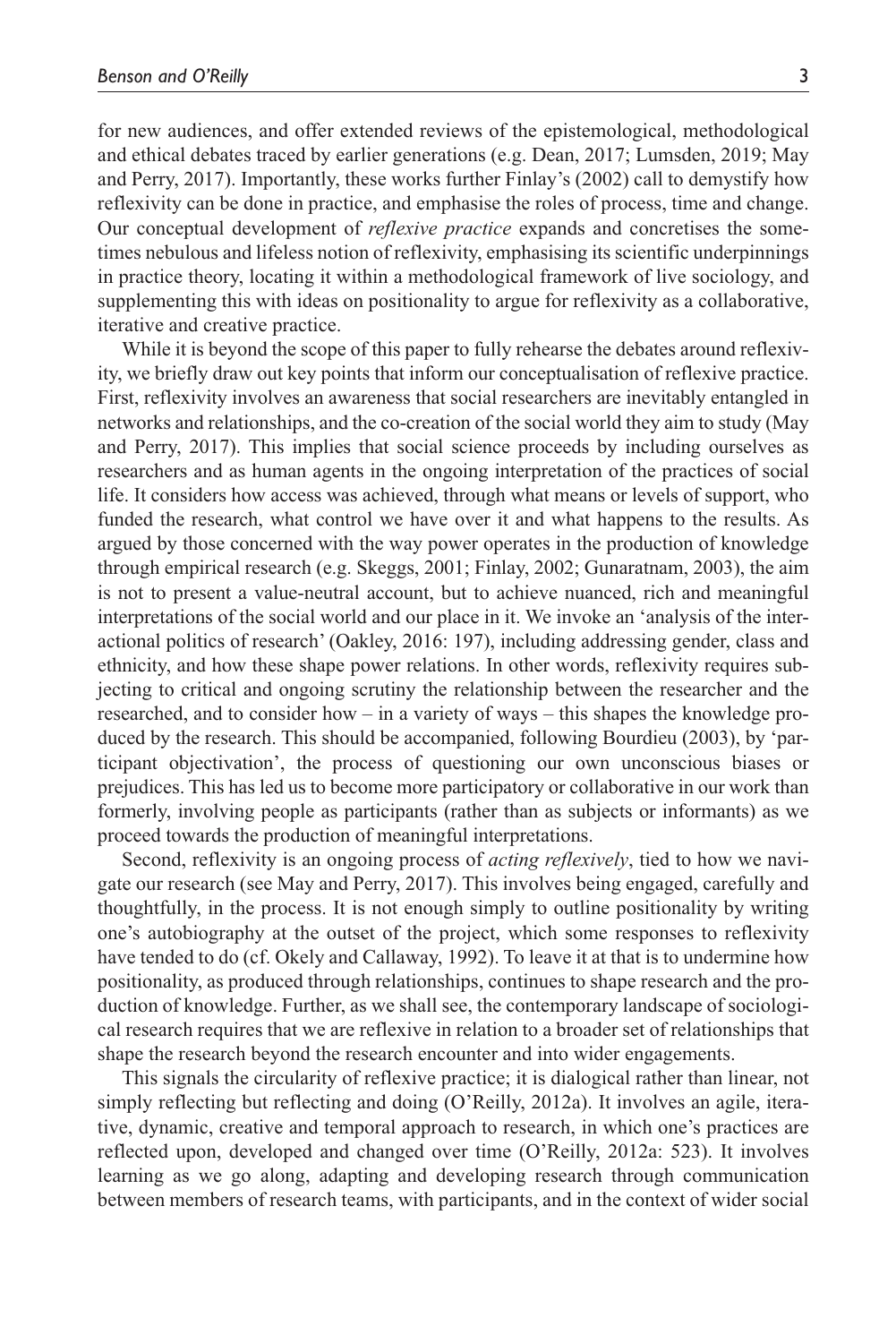for new audiences, and offer extended reviews of the epistemological, methodological and ethical debates traced by earlier generations (e.g. Dean, 2017; Lumsden, 2019; May and Perry, 2017). Importantly, these works further Finlay's (2002) call to demystify how reflexivity can be done in practice, and emphasise the roles of process, time and change. Our conceptual development of *reflexive practice* expands and concretises the sometimes nebulous and lifeless notion of reflexivity, emphasising its scientific underpinnings in practice theory, locating it within a methodological framework of live sociology, and supplementing this with ideas on positionality to argue for reflexivity as a collaborative, iterative and creative practice.

While it is beyond the scope of this paper to fully rehearse the debates around reflexivity, we briefly draw out key points that inform our conceptualisation of reflexive practice. First, reflexivity involves an awareness that social researchers are inevitably entangled in networks and relationships, and the co-creation of the social world they aim to study (May and Perry, 2017). This implies that social science proceeds by including ourselves as researchers and as human agents in the ongoing interpretation of the practices of social life. It considers how access was achieved, through what means or levels of support, who funded the research, what control we have over it and what happens to the results. As argued by those concerned with the way power operates in the production of knowledge through empirical research (e.g. Skeggs, 2001; Finlay, 2002; Gunaratnam, 2003), the aim is not to present a value-neutral account, but to achieve nuanced, rich and meaningful interpretations of the social world and our place in it. We invoke an 'analysis of the interactional politics of research' (Oakley, 2016: 197), including addressing gender, class and ethnicity, and how these shape power relations. In other words, reflexivity requires subjecting to critical and ongoing scrutiny the relationship between the researcher and the researched, and to consider how – in a variety of ways – this shapes the knowledge produced by the research. This should be accompanied, following Bourdieu (2003), by 'participant objectivation', the process of questioning our own unconscious biases or prejudices. This has led us to become more participatory or collaborative in our work than formerly, involving people as participants (rather than as subjects or informants) as we proceed towards the production of meaningful interpretations.

Second, reflexivity is an ongoing process of *acting reflexively*, tied to how we navigate our research (see May and Perry, 2017). This involves being engaged, carefully and thoughtfully, in the process. It is not enough simply to outline positionality by writing one's autobiography at the outset of the project, which some responses to reflexivity have tended to do (cf. Okely and Callaway, 1992). To leave it at that is to undermine how positionality, as produced through relationships, continues to shape research and the production of knowledge. Further, as we shall see, the contemporary landscape of sociological research requires that we are reflexive in relation to a broader set of relationships that shape the research beyond the research encounter and into wider engagements.

This signals the circularity of reflexive practice; it is dialogical rather than linear, not simply reflecting but reflecting and doing (O'Reilly, 2012a). It involves an agile, iterative, dynamic, creative and temporal approach to research, in which one's practices are reflected upon, developed and changed over time (O'Reilly, 2012a: 523). It involves learning as we go along, adapting and developing research through communication between members of research teams, with participants, and in the context of wider social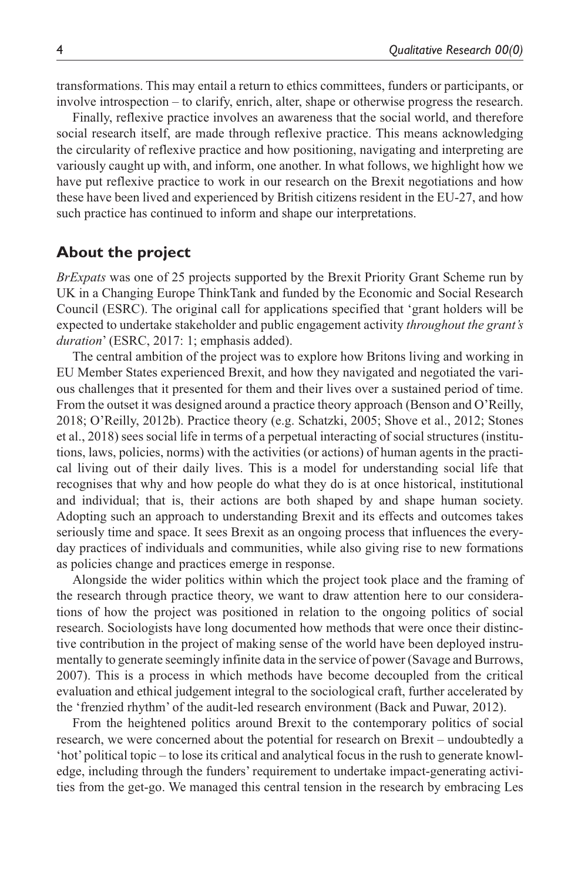transformations. This may entail a return to ethics committees, funders or participants, or involve introspection – to clarify, enrich, alter, shape or otherwise progress the research.

Finally, reflexive practice involves an awareness that the social world, and therefore social research itself, are made through reflexive practice. This means acknowledging the circularity of reflexive practice and how positioning, navigating and interpreting are variously caught up with, and inform, one another. In what follows, we highlight how we have put reflexive practice to work in our research on the Brexit negotiations and how these have been lived and experienced by British citizens resident in the EU-27, and how such practice has continued to inform and shape our interpretations.

## About the project

*BrExpats* was one of 25 projects supported by the Brexit Priority Grant Scheme run by UK in a Changing Europe ThinkTank and funded by the Economic and Social Research Council (ESRC). The original call for applications specified that 'grant holders will be expected to undertake stakeholder and public engagement activity *throughout the grant's duration*' (ESRC, 2017: 1; emphasis added).

The central ambition of the project was to explore how Britons living and working in EU Member States experienced Brexit, and how they navigated and negotiated the various challenges that it presented for them and their lives over a sustained period of time. From the outset it was designed around a practice theory approach (Benson and O'Reilly, 2018; O'Reilly, 2012b). Practice theory (e.g. Schatzki, 2005; Shove et al., 2012; Stones et al., 2018) sees social life in terms of a perpetual interacting of social structures (institutions, laws, policies, norms) with the activities (or actions) of human agents in the practical living out of their daily lives. This is a model for understanding social life that recognises that why and how people do what they do is at once historical, institutional and individual; that is, their actions are both shaped by and shape human society. Adopting such an approach to understanding Brexit and its effects and outcomes takes seriously time and space. It sees Brexit as an ongoing process that influences the everyday practices of individuals and communities, while also giving rise to new formations as policies change and practices emerge in response.

Alongside the wider politics within which the project took place and the framing of the research through practice theory, we want to draw attention here to our considerations of how the project was positioned in relation to the ongoing politics of social research. Sociologists have long documented how methods that were once their distinctive contribution in the project of making sense of the world have been deployed instrumentally to generate seemingly infinite data in the service of power (Savage and Burrows, 2007). This is a process in which methods have become decoupled from the critical evaluation and ethical judgement integral to the sociological craft, further accelerated by the 'frenzied rhythm' of the audit-led research environment (Back and Puwar, 2012).

From the heightened politics around Brexit to the contemporary politics of social research, we were concerned about the potential for research on Brexit – undoubtedly a 'hot' political topic – to lose its critical and analytical focus in the rush to generate knowledge, including through the funders' requirement to undertake impact-generating activities from the get-go. We managed this central tension in the research by embracing Les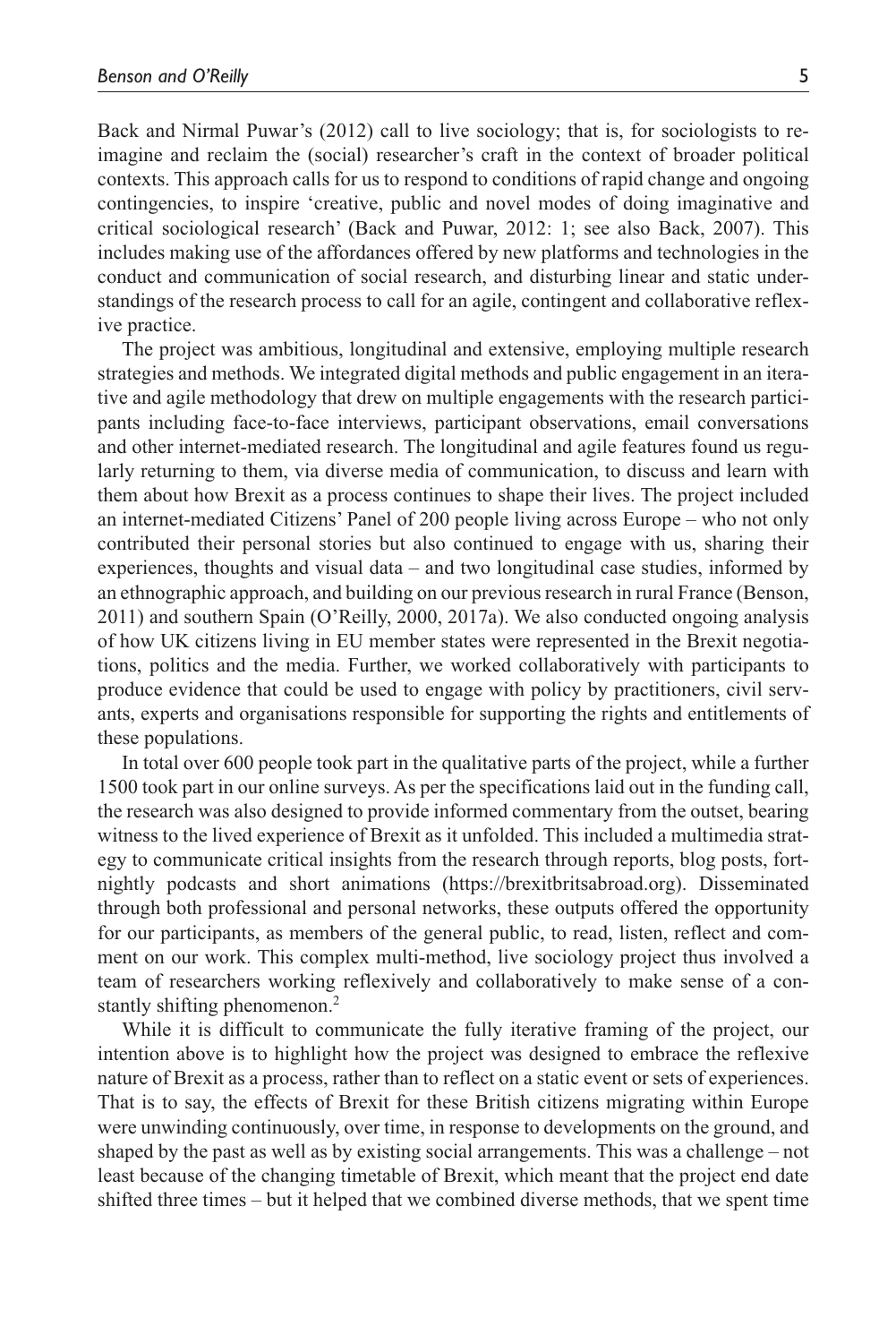Back and Nirmal Puwar's (2012) call to live sociology; that is, for sociologists to re-imagine and reclaim the (social) researcher's craft in the context of broader political contexts. This approach calls for us to respond to conditions of rapid change and ongoing contingencies, to inspire 'creative, public and novel modes of doing imaginative and critical sociological research' (Back and Puwar, 2012: 1; see also Back, 2007). This includes making use of the affordances offered by new platforms and technologies in the conduct and communication of social research, and disturbing linear and static understandings of the research process to call for an agile, contingent and collaborative reflexive practice.

The project was ambitious, longitudinal and extensive, employing multiple research strategies and methods. We integrated digital methods and public engagement in an iterative and agile methodology that drew on multiple engagements with the research participants including face-to-face interviews, participant observations, email conversations and other internet-mediated research. The longitudinal and agile features found us regularly returning to them, via diverse media of communication, to discuss and learn with them about how Brexit as a process continues to shape their lives. The project included an internet-mediated Citizens' Panel of 200 people living across Europe – who not only contributed their personal stories but also continued to engage with us, sharing their experiences, thoughts and visual data – and two longitudinal case studies, informed by an ethnographic approach, and building on our previous research in rural France (Benson, 2011) and southern Spain (O'Reilly, 2000, 2017a). We also conducted ongoing analysis of how UK citizens living in EU member states were represented in the Brexit negotiations, politics and the media. Further, we worked collaboratively with participants to produce evidence that could be used to engage with policy by practitioners, civil servants, experts and organisations responsible for supporting the rights and entitlements of these populations.

In total over 600 people took part in the qualitative parts of the project, while a further 1500 took part in our online surveys. As per the specifications laid out in the funding call, the research was also designed to provide informed commentary from the outset, bearing witness to the lived experience of Brexit as it unfolded. This included a multimedia strategy to communicate critical insights from the research through reports, blog posts, fortnightly podcasts and short animations (https://brexitbritsabroad.org). Disseminated through both professional and personal networks, these outputs offered the opportunity for our participants, as members of the general public, to read, listen, reflect and comment on our work. This complex multi-method, live sociology project thus involved a team of researchers working reflexively and collaboratively to make sense of a constantly shifting phenomenon.[2]

While it is difficult to communicate the fully iterative framing of the project, our intention above is to highlight how the project was designed to embrace the reflexive nature of Brexit as a process, rather than to reflect on a static event or sets of experiences. That is to say, the effects of Brexit for these British citizens migrating within Europe were unwinding continuously, over time, in response to developments on the ground, and shaped by the past as well as by existing social arrangements. This was a challenge – not least because of the changing timetable of Brexit, which meant that the project end date shifted three times – but it helped that we combined diverse methods, that we spent time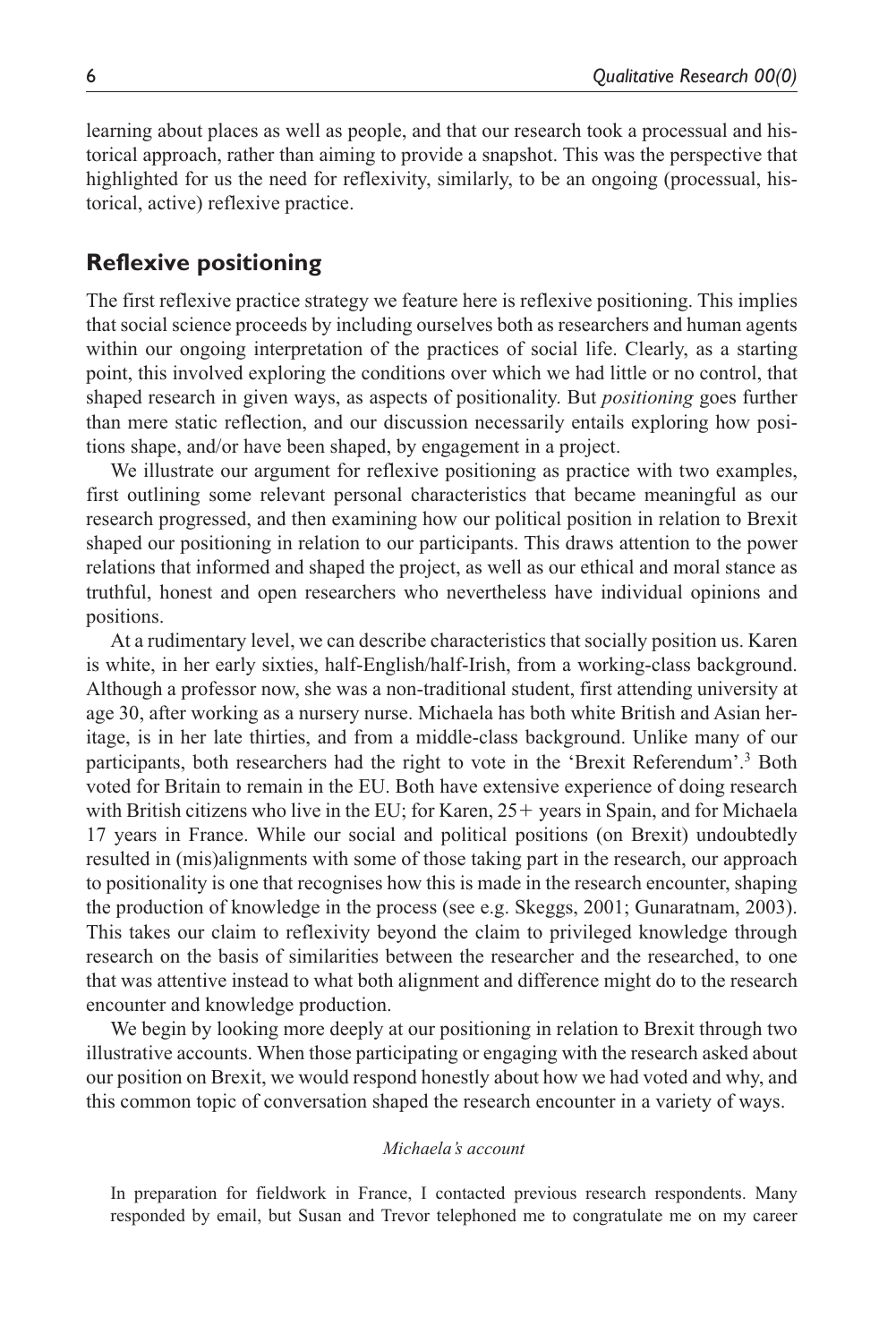learning about places as well as people, and that our research took a processual and historical approach, rather than aiming to provide a snapshot. This was the perspective that highlighted for us the need for reflexivity, similarly, to be an ongoing (processual, historical, active) reflexive practice.

## Reflexive positioning

The first reflexive practice strategy we feature here is reflexive positioning. This implies that social science proceeds by including ourselves both as researchers and human agents within our ongoing interpretation of the practices of social life. Clearly, as a starting point, this involved exploring the conditions over which we had little or no control, that shaped research in given ways, as aspects of positionality. But *positioning* goes further than mere static reflection, and our discussion necessarily entails exploring how positions shape, and/or have been shaped, by engagement in a project.

We illustrate our argument for reflexive positioning as practice with two examples, first outlining some relevant personal characteristics that became meaningful as our research progressed, and then examining how our political position in relation to Brexit shaped our positioning in relation to our participants. This draws attention to the power relations that informed and shaped the project, as well as our ethical and moral stance as truthful, honest and open researchers who nevertheless have individual opinions and positions.

At a rudimentary level, we can describe characteristics that socially position us. Karen is white, in her early sixties, half-English/half-Irish, from a working-class background. Although a professor now, she was a non-traditional student, first attending university at age 30, after working as a nursery nurse. Michaela has both white British and Asian heritage, is in her late thirties, and from a middle-class background. Unlike many of our participants, both researchers had the right to vote in the 'Brexit Referendum'.[3] Both voted for Britain to remain in the EU. Both have extensive experience of doing research with British citizens who live in the EU; for Karen, 25+ years in Spain, and for Michaela 17 years in France. While our social and political positions (on Brexit) undoubtedly resulted in (mis)alignments with some of those taking part in the research, our approach to positionality is one that recognises how this is made in the research encounter, shaping the production of knowledge in the process (see e.g. Skeggs, 2001; Gunaratnam, 2003). This takes our claim to reflexivity beyond the claim to privileged knowledge through research on the basis of similarities between the researcher and the researched, to one that was attentive instead to what both alignment and difference might do to the research encounter and knowledge production.

We begin by looking more deeply at our positioning in relation to Brexit through two illustrative accounts. When those participating or engaging with the research asked about our position on Brexit, we would respond honestly about how we had voted and why, and this common topic of conversation shaped the research encounter in a variety of ways.

*Michaela's account*

In preparation for fieldwork in France, I contacted previous research respondents. Many responded by email, but Susan and Trevor telephoned me to congratulate me on my career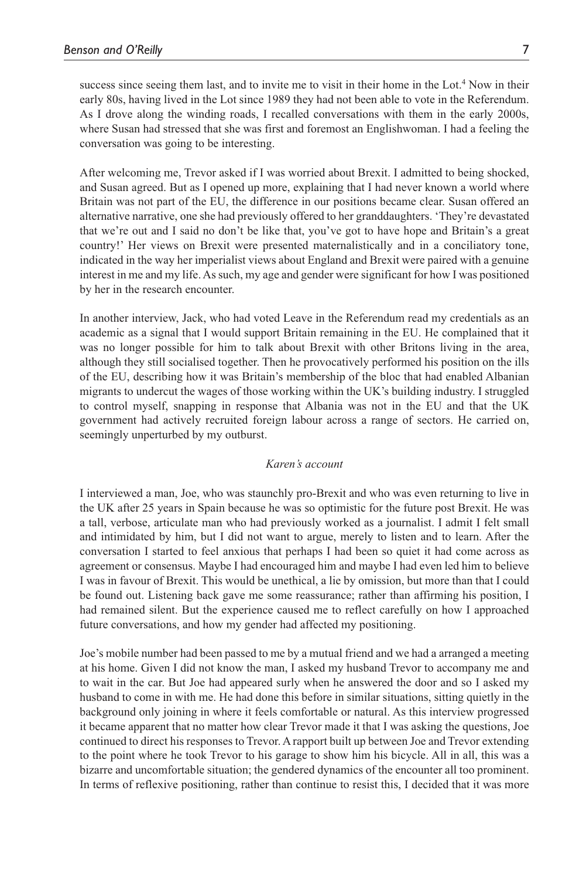success since seeing them last, and to invite me to visit in their home in the Lot.[4] Now in their early 80s, having lived in the Lot since 1989 they had not been able to vote in the Referendum. As I drove along the winding roads, I recalled conversations with them in the early 2000s, where Susan had stressed that she was first and foremost an Englishwoman. I had a feeling the conversation was going to be interesting.

After welcoming me, Trevor asked if I was worried about Brexit. I admitted to being shocked, and Susan agreed. But as I opened up more, explaining that I had never known a world where Britain was not part of the EU, the difference in our positions became clear. Susan offered an alternative narrative, one she had previously offered to her granddaughters. 'They're devastated that we're out and I said no don't be like that, you've got to have hope and Britain's a great country!' Her views on Brexit were presented maternalistically and in a conciliatory tone, indicated in the way her imperialist views about England and Brexit were paired with a genuine interest in me and my life. As such, my age and gender were significant for how I was positioned by her in the research encounter.

In another interview, Jack, who had voted Leave in the Referendum read my credentials as an academic as a signal that I would support Britain remaining in the EU. He complained that it was no longer possible for him to talk about Brexit with other Britons living in the area, although they still socialised together. Then he provocatively performed his position on the ills of the EU, describing how it was Britain's membership of the bloc that had enabled Albanian migrants to undercut the wages of those working within the UK's building industry. I struggled to control myself, snapping in response that Albania was not in the EU and that the UK government had actively recruited foreign labour across a range of sectors. He carried on, seemingly unperturbed by my outburst.

*Karen's account*

I interviewed a man, Joe, who was staunchly pro-Brexit and who was even returning to live in the UK after 25 years in Spain because he was so optimistic for the future post Brexit. He was a tall, verbose, articulate man who had previously worked as a journalist. I admit I felt small and intimidated by him, but I did not want to argue, merely to listen and to learn. After the conversation I started to feel anxious that perhaps I had been so quiet it had come across as agreement or consensus. Maybe I had encouraged him and maybe I had even led him to believe I was in favour of Brexit. This would be unethical, a lie by omission, but more than that I could be found out. Listening back gave me some reassurance; rather than affirming his position, I had remained silent. But the experience caused me to reflect carefully on how I approached future conversations, and how my gender had affected my positioning.

Joe's mobile number had been passed to me by a mutual friend and we had a arranged a meeting at his home. Given I did not know the man, I asked my husband Trevor to accompany me and to wait in the car. But Joe had appeared surly when he answered the door and so I asked my husband to come in with me. He had done this before in similar situations, sitting quietly in the background only joining in where it feels comfortable or natural. As this interview progressed it became apparent that no matter how clear Trevor made it that I was asking the questions, Joe continued to direct his responses to Trevor. A rapport built up between Joe and Trevor extending to the point where he took Trevor to his garage to show him his bicycle. All in all, this was a bizarre and uncomfortable situation; the gendered dynamics of the encounter all too prominent. In terms of reflexive positioning, rather than continue to resist this, I decided that it was more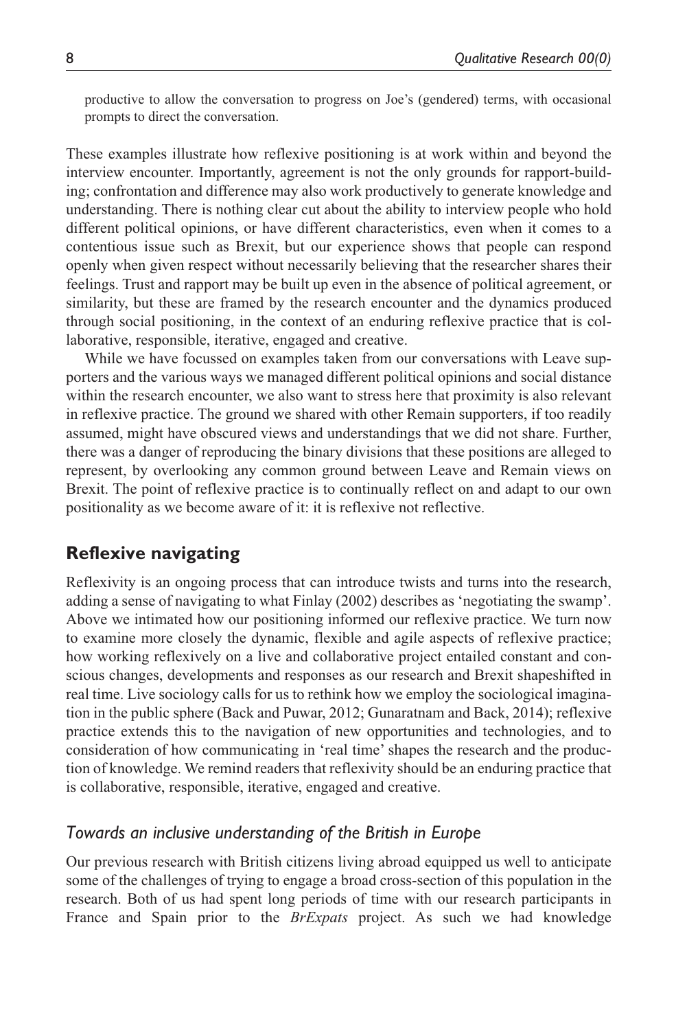productive to allow the conversation to progress on Joe's (gendered) terms, with occasional prompts to direct the conversation.

These examples illustrate how reflexive positioning is at work within and beyond the interview encounter. Importantly, agreement is not the only grounds for rapport-building; confrontation and difference may also work productively to generate knowledge and understanding. There is nothing clear cut about the ability to interview people who hold different political opinions, or have different characteristics, even when it comes to a contentious issue such as Brexit, but our experience shows that people can respond openly when given respect without necessarily believing that the researcher shares their feelings. Trust and rapport may be built up even in the absence of political agreement, or similarity, but these are framed by the research encounter and the dynamics produced through social positioning, in the context of an enduring reflexive practice that is collaborative, responsible, iterative, engaged and creative.

While we have focussed on examples taken from our conversations with Leave supporters and the various ways we managed different political opinions and social distance within the research encounter, we also want to stress here that proximity is also relevant in reflexive practice. The ground we shared with other Remain supporters, if too readily assumed, might have obscured views and understandings that we did not share. Further, there was a danger of reproducing the binary divisions that these positions are alleged to represent, by overlooking any common ground between Leave and Remain views on Brexit. The point of reflexive practice is to continually reflect on and adapt to our own positionality as we become aware of it: it is reflexive not reflective.

## Reflexive navigating

Reflexivity is an ongoing process that can introduce twists and turns into the research, adding a sense of navigating to what Finlay (2002) describes as 'negotiating the swamp'. Above we intimated how our positioning informed our reflexive practice. We turn now to examine more closely the dynamic, flexible and agile aspects of reflexive practice; how working reflexively on a live and collaborative project entailed constant and conscious changes, developments and responses as our research and Brexit shapeshifted in real time. Live sociology calls for us to rethink how we employ the sociological imagination in the public sphere (Back and Puwar, 2012; Gunaratnam and Back, 2014); reflexive practice extends this to the navigation of new opportunities and technologies, and to consideration of how communicating in 'real time' shapes the research and the production of knowledge. We remind readers that reflexivity should be an enduring practice that is collaborative, responsible, iterative, engaged and creative.

### *Towards an inclusive understanding of the British in Europe*

Our previous research with British citizens living abroad equipped us well to anticipate some of the challenges of trying to engage a broad cross-section of this population in the research. Both of us had spent long periods of time with our research participants in France and Spain prior to the *BrExpats* project. As such we had knowledge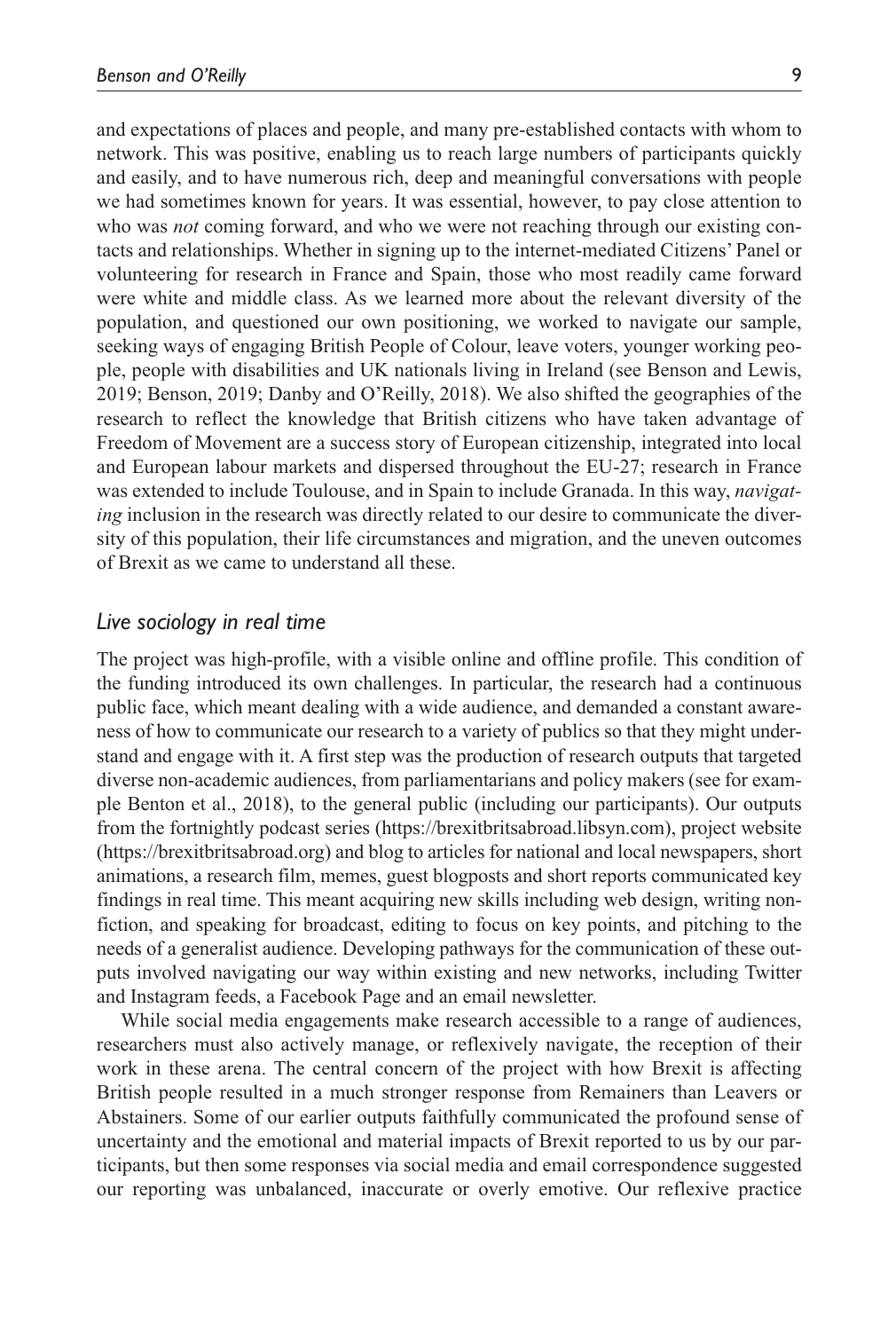and expectations of places and people, and many pre-established contacts with whom to network. This was positive, enabling us to reach large numbers of participants quickly and easily, and to have numerous rich, deep and meaningful conversations with people we had sometimes known for years. It was essential, however, to pay close attention to who was *not* coming forward, and who we were not reaching through our existing contacts and relationships. Whether in signing up to the internet-mediated Citizens' Panel or volunteering for research in France and Spain, those who most readily came forward were white and middle class. As we learned more about the relevant diversity of the population, and questioned our own positioning, we worked to navigate our sample, seeking ways of engaging British People of Colour, leave voters, younger working people, people with disabilities and UK nationals living in Ireland (see Benson and Lewis, 2019; Benson, 2019; Danby and O'Reilly, 2018). We also shifted the geographies of the research to reflect the knowledge that British citizens who have taken advantage of Freedom of Movement are a success story of European citizenship, integrated into local and European labour markets and dispersed throughout the EU-27; research in France was extended to include Toulouse, and in Spain to include Granada. In this way, *navigating* inclusion in the research was directly related to our desire to communicate the diversity of this population, their life circumstances and migration, and the uneven outcomes of Brexit as we came to understand all these.

## *Live sociology in real time*

The project was high-profile, with a visible online and offline profile. This condition of the funding introduced its own challenges. In particular, the research had a continuous public face, which meant dealing with a wide audience, and demanded a constant awareness of how to communicate our research to a variety of publics so that they might understand and engage with it. A first step was the production of research outputs that targeted diverse non-academic audiences, from parliamentarians and policy makers (see for example Benton et al., 2018), to the general public (including our participants). Our outputs from the fortnightly podcast series (https://brexitbritsabroad.libsyn.com), project website (https://brexitbritsabroad.org) and blog to articles for national and local newspapers, short animations, a research film, memes, guest blogposts and short reports communicated key findings in real time. This meant acquiring new skills including web design, writing non-fiction, and speaking for broadcast, editing to focus on key points, and pitching to the needs of a generalist audience. Developing pathways for the communication of these outputs involved navigating our way within existing and new networks, including Twitter and Instagram feeds, a Facebook Page and an email newsletter.

While social media engagements make research accessible to a range of audiences, researchers must also actively manage, or reflexively navigate, the reception of their work in these arena. The central concern of the project with how Brexit is affecting British people resulted in a much stronger response from Remainers than Leavers or Abstainers. Some of our earlier outputs faithfully communicated the profound sense of uncertainty and the emotional and material impacts of Brexit reported to us by our participants, but then some responses via social media and email correspondence suggested our reporting was unbalanced, inaccurate or overly emotive. Our reflexive practice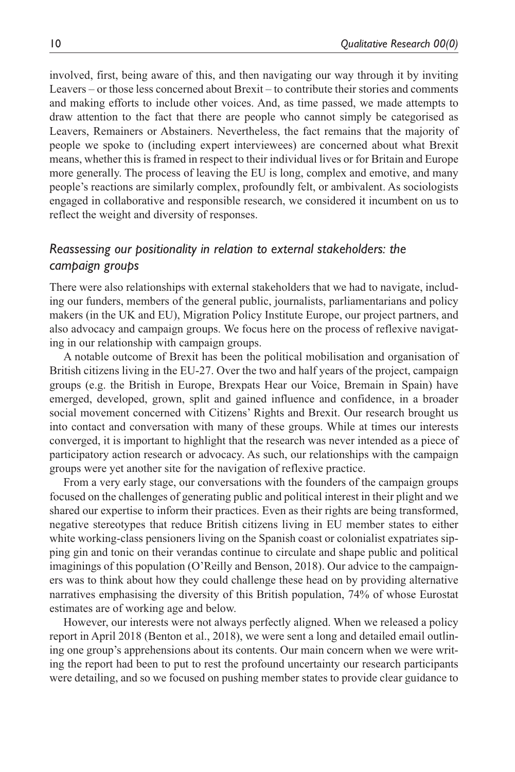involved, first, being aware of this, and then navigating our way through it by inviting Leavers – or those less concerned about Brexit – to contribute their stories and comments and making efforts to include other voices. And, as time passed, we made attempts to draw attention to the fact that there are people who cannot simply be categorised as Leavers, Remainers or Abstainers. Nevertheless, the fact remains that the majority of people we spoke to (including expert interviewees) are concerned about what Brexit means, whether this is framed in respect to their individual lives or for Britain and Europe more generally. The process of leaving the EU is long, complex and emotive, and many people's reactions are similarly complex, profoundly felt, or ambivalent. As sociologists engaged in collaborative and responsible research, we considered it incumbent on us to reflect the weight and diversity of responses.

### *Reassessing our positionality in relation to external stakeholders: the campaign groups*

There were also relationships with external stakeholders that we had to navigate, including our funders, members of the general public, journalists, parliamentarians and policy makers (in the UK and EU), Migration Policy Institute Europe, our project partners, and also advocacy and campaign groups. We focus here on the process of reflexive navigating in our relationship with campaign groups.

A notable outcome of Brexit has been the political mobilisation and organisation of British citizens living in the EU-27. Over the two and half years of the project, campaign groups (e.g. the British in Europe, Brexpats Hear our Voice, Bremain in Spain) have emerged, developed, grown, split and gained influence and confidence, in a broader social movement concerned with Citizens' Rights and Brexit. Our research brought us into contact and conversation with many of these groups. While at times our interests converged, it is important to highlight that the research was never intended as a piece of participatory action research or advocacy. As such, our relationships with the campaign groups were yet another site for the navigation of reflexive practice.

From a very early stage, our conversations with the founders of the campaign groups focused on the challenges of generating public and political interest in their plight and we shared our expertise to inform their practices. Even as their rights are being transformed, negative stereotypes that reduce British citizens living in EU member states to either white working-class pensioners living on the Spanish coast or colonialist expatriates sipping gin and tonic on their verandas continue to circulate and shape public and political imaginings of this population (O'Reilly and Benson, 2018). Our advice to the campaigners was to think about how they could challenge these head on by providing alternative narratives emphasising the diversity of this British population, 74% of whose Eurostat estimates are of working age and below.

However, our interests were not always perfectly aligned. When we released a policy report in April 2018 (Benton et al., 2018), we were sent a long and detailed email outlining one group's apprehensions about its contents. Our main concern when we were writing the report had been to put to rest the profound uncertainty our research participants were detailing, and so we focused on pushing member states to provide clear guidance to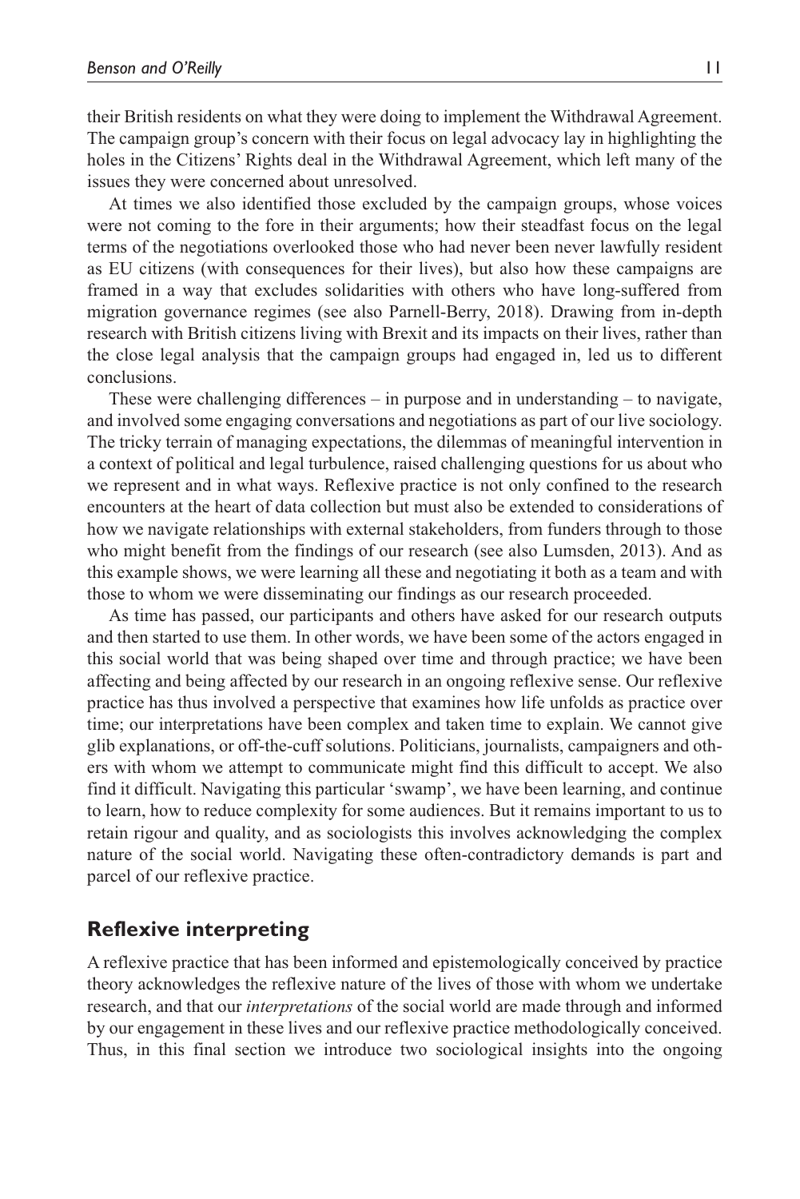their British residents on what they were doing to implement the Withdrawal Agreement. The campaign group's concern with their focus on legal advocacy lay in highlighting the holes in the Citizens' Rights deal in the Withdrawal Agreement, which left many of the issues they were concerned about unresolved.

At times we also identified those excluded by the campaign groups, whose voices were not coming to the fore in their arguments; how their steadfast focus on the legal terms of the negotiations overlooked those who had never been never lawfully resident as EU citizens (with consequences for their lives), but also how these campaigns are framed in a way that excludes solidarities with others who have long-suffered from migration governance regimes (see also Parnell-Berry, 2018). Drawing from in-depth research with British citizens living with Brexit and its impacts on their lives, rather than the close legal analysis that the campaign groups had engaged in, led us to different conclusions.

These were challenging differences – in purpose and in understanding – to navigate, and involved some engaging conversations and negotiations as part of our live sociology. The tricky terrain of managing expectations, the dilemmas of meaningful intervention in a context of political and legal turbulence, raised challenging questions for us about who we represent and in what ways. Reflexive practice is not only confined to the research encounters at the heart of data collection but must also be extended to considerations of how we navigate relationships with external stakeholders, from funders through to those who might benefit from the findings of our research (see also Lumsden, 2013). And as this example shows, we were learning all these and negotiating it both as a team and with those to whom we were disseminating our findings as our research proceeded.

As time has passed, our participants and others have asked for our research outputs and then started to use them. In other words, we have been some of the actors engaged in this social world that was being shaped over time and through practice; we have been affecting and being affected by our research in an ongoing reflexive sense. Our reflexive practice has thus involved a perspective that examines how life unfolds as practice over time; our interpretations have been complex and taken time to explain. We cannot give glib explanations, or off-the-cuff solutions. Politicians, journalists, campaigners and others with whom we attempt to communicate might find this difficult to accept. We also find it difficult. Navigating this particular 'swamp', we have been learning, and continue to learn, how to reduce complexity for some audiences. But it remains important to us to retain rigour and quality, and as sociologists this involves acknowledging the complex nature of the social world. Navigating these often-contradictory demands is part and parcel of our reflexive practice.

## Reflexive interpreting

A reflexive practice that has been informed and epistemologically conceived by practice theory acknowledges the reflexive nature of the lives of those with whom we undertake research, and that our *interpretations* of the social world are made through and informed by our engagement in these lives and our reflexive practice methodologically conceived. Thus, in this final section we introduce two sociological insights into the ongoing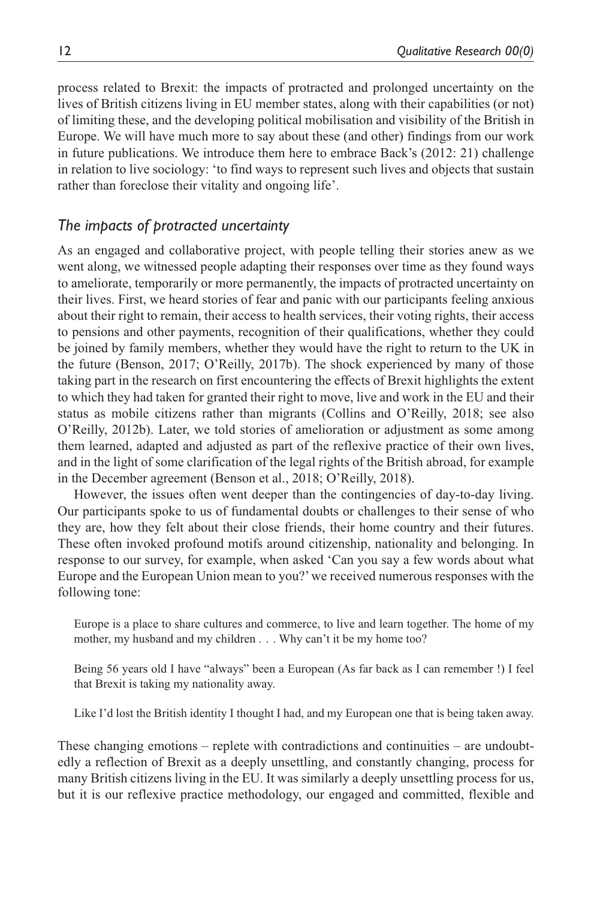process related to Brexit: the impacts of protracted and prolonged uncertainty on the lives of British citizens living in EU member states, along with their capabilities (or not) of limiting these, and the developing political mobilisation and visibility of the British in Europe. We will have much more to say about these (and other) findings from our work in future publications. We introduce them here to embrace Back's (2012: 21) challenge in relation to live sociology: 'to find ways to represent such lives and objects that sustain rather than foreclose their vitality and ongoing life'.

## *The impacts of protracted uncertainty*

As an engaged and collaborative project, with people telling their stories anew as we went along, we witnessed people adapting their responses over time as they found ways to ameliorate, temporarily or more permanently, the impacts of protracted uncertainty on their lives. First, we heard stories of fear and panic with our participants feeling anxious about their right to remain, their access to health services, their voting rights, their access to pensions and other payments, recognition of their qualifications, whether they could be joined by family members, whether they would have the right to return to the UK in the future (Benson, 2017; O'Reilly, 2017b). The shock experienced by many of those taking part in the research on first encountering the effects of Brexit highlights the extent to which they had taken for granted their right to move, live and work in the EU and their status as mobile citizens rather than migrants (Collins and O'Reilly, 2018; see also O'Reilly, 2012b). Later, we told stories of amelioration or adjustment as some among them learned, adapted and adjusted as part of the reflexive practice of their own lives, and in the light of some clarification of the legal rights of the British abroad, for example in the December agreement (Benson et al., 2018; O'Reilly, 2018).

However, the issues often went deeper than the contingencies of day-to-day living. Our participants spoke to us of fundamental doubts or challenges to their sense of who they are, how they felt about their close friends, their home country and their futures. These often invoked profound motifs around citizenship, nationality and belonging. In response to our survey, for example, when asked 'Can you say a few words about what Europe and the European Union mean to you?' we received numerous responses with the following tone:

> Europe is a place to share cultures and commerce, to live and learn together. The home of my mother, my husband and my children . . . Why can't it be my home too?

> Being 56 years old I have "always" been a European (As far back as I can remember !) I feel that Brexit is taking my nationality away.

> Like I'd lost the British identity I thought I had, and my European one that is being taken away.

These changing emotions – replete with contradictions and continuities – are undoubtedly a reflection of Brexit as a deeply unsettling, and constantly changing, process for many British citizens living in the EU. It was similarly a deeply unsettling process for us, but it is our reflexive practice methodology, our engaged and committed, flexible and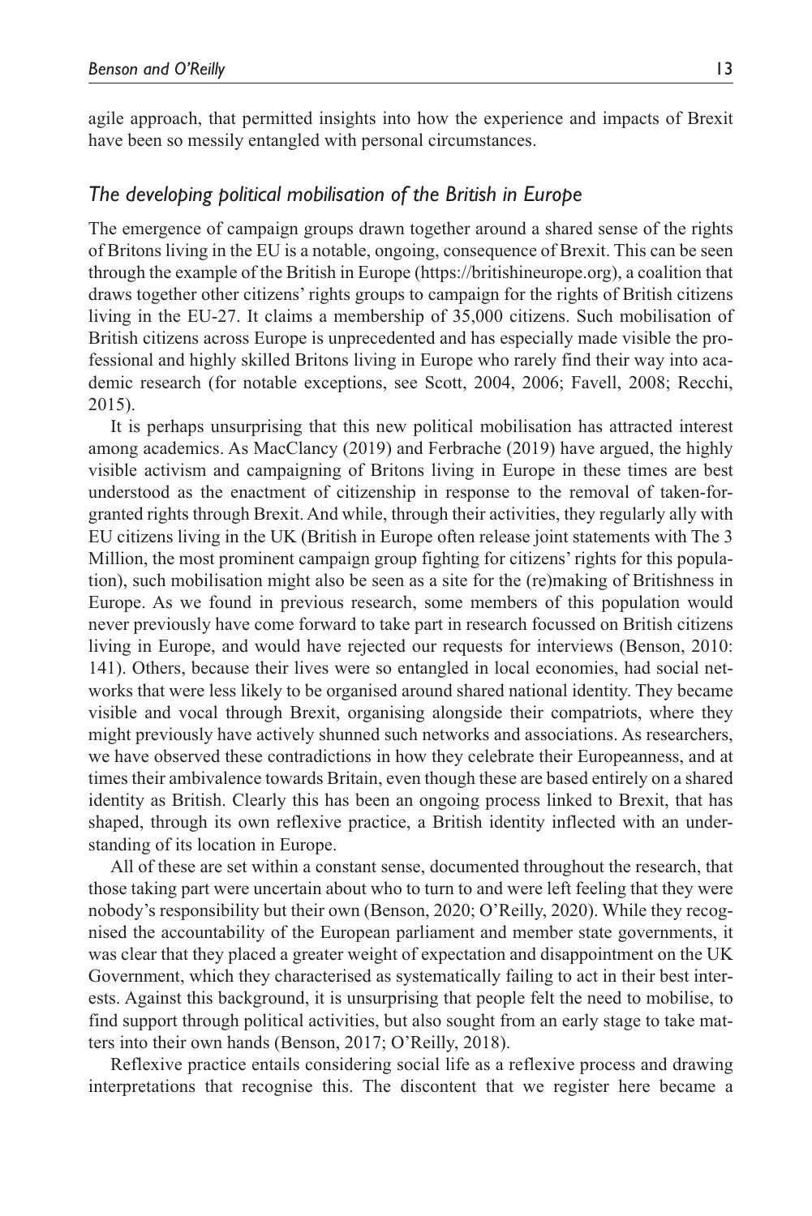agile approach, that permitted insights into how the experience and impacts of Brexit have been so messily entangled with personal circumstances.

### *The developing political mobilisation of the British in Europe*

The emergence of campaign groups drawn together around a shared sense of the rights of Britons living in the EU is a notable, ongoing, consequence of Brexit. This can be seen through the example of the British in Europe (https://britishineurope.org), a coalition that draws together other citizens' rights groups to campaign for the rights of British citizens living in the EU-27. It claims a membership of 35,000 citizens. Such mobilisation of British citizens across Europe is unprecedented and has especially made visible the professional and highly skilled Britons living in Europe who rarely find their way into academic research (for notable exceptions, see Scott, 2004, 2006; Favell, 2008; Recchi, 2015).

It is perhaps unsurprising that this new political mobilisation has attracted interest among academics. As MacClancy (2019) and Ferbrache (2019) have argued, the highly visible activism and campaigning of Britons living in Europe in these times are best understood as the enactment of citizenship in response to the removal of taken-for-granted rights through Brexit. And while, through their activities, they regularly ally with EU citizens living in the UK (British in Europe often release joint statements with The 3 Million, the most prominent campaign group fighting for citizens' rights for this population), such mobilisation might also be seen as a site for the (re)making of Britishness in Europe. As we found in previous research, some members of this population would never previously have come forward to take part in research focussed on British citizens living in Europe, and would have rejected our requests for interviews (Benson, 2010: 141). Others, because their lives were so entangled in local economies, had social networks that were less likely to be organised around shared national identity. They became visible and vocal through Brexit, organising alongside their compatriots, where they might previously have actively shunned such networks and associations. As researchers, we have observed these contradictions in how they celebrate their Europeanness, and at times their ambivalence towards Britain, even though these are based entirely on a shared identity as British. Clearly this has been an ongoing process linked to Brexit, that has shaped, through its own reflexive practice, a British identity inflected with an understanding of its location in Europe.

All of these are set within a constant sense, documented throughout the research, that those taking part were uncertain about who to turn to and were left feeling that they were nobody's responsibility but their own (Benson, 2020; O'Reilly, 2020). While they recognised the accountability of the European parliament and member state governments, it was clear that they placed a greater weight of expectation and disappointment on the UK Government, which they characterised as systematically failing to act in their best interests. Against this background, it is unsurprising that people felt the need to mobilise, to find support through political activities, but also sought from an early stage to take matters into their own hands (Benson, 2017; O'Reilly, 2018).

Reflexive practice entails considering social life as a reflexive process and drawing interpretations that recognise this. The discontent that we register here became a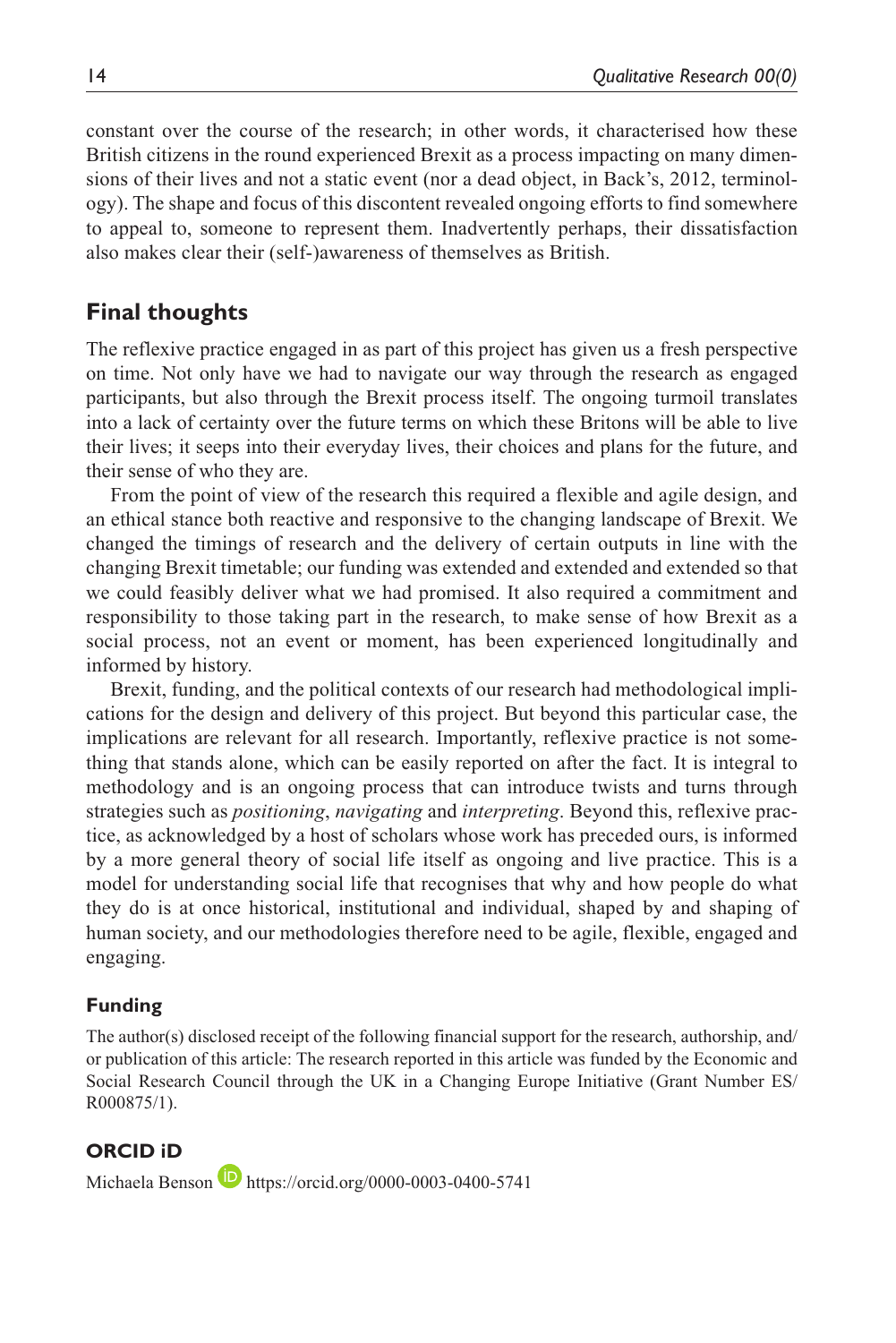constant over the course of the research; in other words, it characterised how these British citizens in the round experienced Brexit as a process impacting on many dimensions of their lives and not a static event (nor a dead object, in Back's, 2012, terminology). The shape and focus of this discontent revealed ongoing efforts to find somewhere to appeal to, someone to represent them. Inadvertently perhaps, their dissatisfaction also makes clear their (self-)awareness of themselves as British.

## Final thoughts

The reflexive practice engaged in as part of this project has given us a fresh perspective on time. Not only have we had to navigate our way through the research as engaged participants, but also through the Brexit process itself. The ongoing turmoil translates into a lack of certainty over the future terms on which these Britons will be able to live their lives; it seeps into their everyday lives, their choices and plans for the future, and their sense of who they are.

From the point of view of the research this required a flexible and agile design, and an ethical stance both reactive and responsive to the changing landscape of Brexit. We changed the timings of research and the delivery of certain outputs in line with the changing Brexit timetable; our funding was extended and extended and extended so that we could feasibly deliver what we had promised. It also required a commitment and responsibility to those taking part in the research, to make sense of how Brexit as a social process, not an event or moment, has been experienced longitudinally and informed by history.

Brexit, funding, and the political contexts of our research had methodological implications for the design and delivery of this project. But beyond this particular case, the implications are relevant for all research. Importantly, reflexive practice is not something that stands alone, which can be easily reported on after the fact. It is integral to methodology and is an ongoing process that can introduce twists and turns through strategies such as *positioning*, *navigating* and *interpreting*. Beyond this, reflexive practice, as acknowledged by a host of scholars whose work has preceded ours, is informed by a more general theory of social life itself as ongoing and live practice. This is a model for understanding social life that recognises that why and how people do what they do is at once historical, institutional and individual, shaped by and shaping of human society, and our methodologies therefore need to be agile, flexible, engaged and engaging.

### Funding

The author(s) disclosed receipt of the following financial support for the research, authorship, and/or publication of this article: The research reported in this article was funded by the Economic and Social Research Council through the UK in a Changing Europe Initiative (Grant Number ES/R000875/1).

### ORCID iD

Michaela Benson https://orcid.org/0000-0003-0400-5741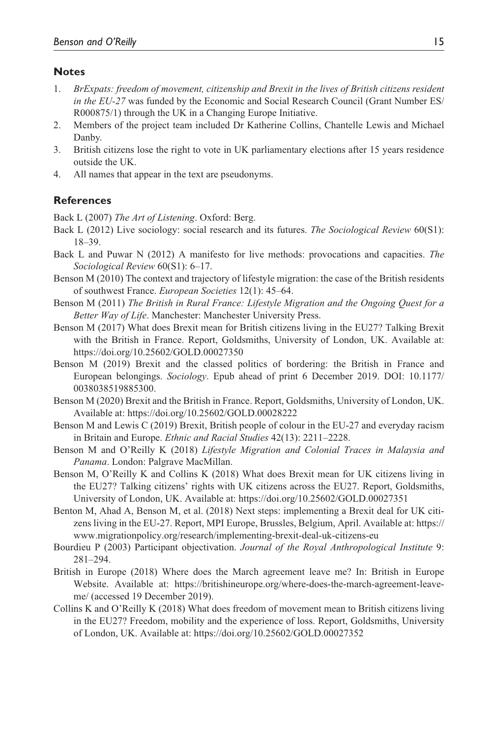## Notes

1. *BrExpats: freedom of movement, citizenship and Brexit in the lives of British citizens resident in the EU-27* was funded by the Economic and Social Research Council (Grant Number ES/R000875/1) through the UK in a Changing Europe Initiative.
2. Members of the project team included Dr Katherine Collins, Chantelle Lewis and Michael Danby.
3. British citizens lose the right to vote in UK parliamentary elections after 15 years residence outside the UK.
4. All names that appear in the text are pseudonyms.

## References

Back L (2007) *The Art of Listening*. Oxford: Berg.

Back L (2012) Live sociology: social research and its futures. *The Sociological Review* 60(S1): 18–39.

Back L and Puwar N (2012) A manifesto for live methods: provocations and capacities. *The Sociological Review* 60(S1): 6–17.

Benson M (2010) The context and trajectory of lifestyle migration: the case of the British residents of southwest France. *European Societies* 12(1): 45–64.

Benson M (2011) *The British in Rural France: Lifestyle Migration and the Ongoing Quest for a Better Way of Life*. Manchester: Manchester University Press.

Benson M (2017) What does Brexit mean for British citizens living in the EU27? Talking Brexit with the British in France. Report, Goldsmiths, University of London, UK. Available at: https://doi.org/10.25602/GOLD.00027350

Benson M (2019) Brexit and the classed politics of bordering: the British in France and European belongings. *Sociology*. Epub ahead of print 6 December 2019. DOI: 10.1177/0038038519885300.

Benson M (2020) Brexit and the British in France. Report, Goldsmiths, University of London, UK. Available at: https://doi.org/10.25602/GOLD.00028222

Benson M and Lewis C (2019) Brexit, British people of colour in the EU-27 and everyday racism in Britain and Europe. *Ethnic and Racial Studies* 42(13): 2211–2228.

Benson M and O'Reilly K (2018) *Lifestyle Migration and Colonial Traces in Malaysia and Panama*. London: Palgrave MacMillan.

Benson M, O'Reilly K and Collins K (2018) What does Brexit mean for UK citizens living in the EU27? Talking citizens' rights with UK citizens across the EU27. Report, Goldsmiths, University of London, UK. Available at: https://doi.org/10.25602/GOLD.00027351

Benton M, Ahad A, Benson M, et al. (2018) Next steps: implementing a Brexit deal for UK citizens living in the EU-27. Report, MPI Europe, Brussels, Belgium, April. Available at: https://www.migrationpolicy.org/research/implementing-brexit-deal-uk-citizens-eu

Bourdieu P (2003) Participant objectivation. *Journal of the Royal Anthropological Institute* 9: 281–294.

British in Europe (2018) Where does the March agreement leave me? In: British in Europe Website. Available at: https://britishineurope.org/where-does-the-march-agreement-leave-me/ (accessed 19 December 2019).

Collins K and O'Reilly K (2018) What does freedom of movement mean to British citizens living in the EU27? Freedom, mobility and the experience of loss. Report, Goldsmiths, University of London, UK. Available at: https://doi.org/10.25602/GOLD.00027352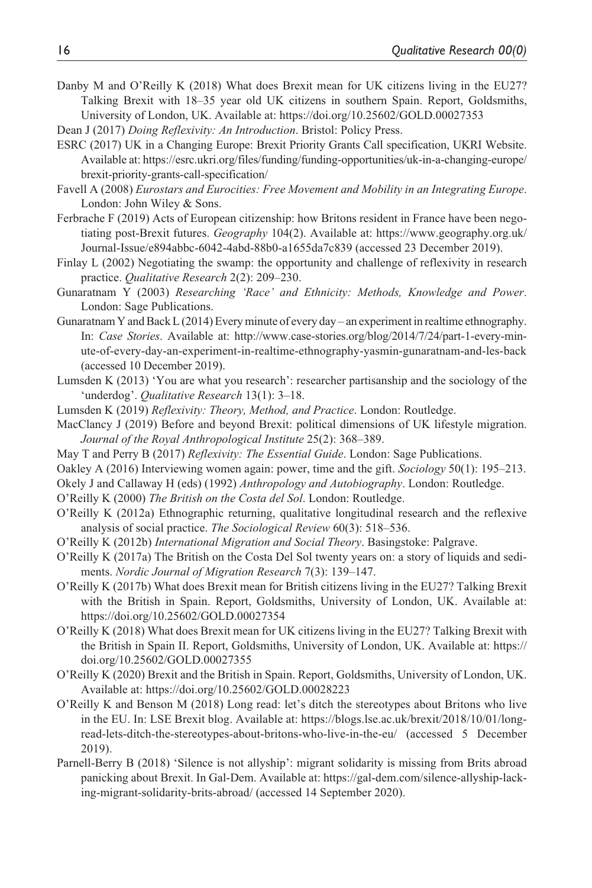Danby M and O'Reilly K (2018) What does Brexit mean for UK citizens living in the EU27? Talking Brexit with 18–35 year old UK citizens in southern Spain. Report, Goldsmiths, University of London, UK. Available at: https://doi.org/10.25602/GOLD.00027353

Dean J (2017) *Doing Reflexivity: An Introduction*. Bristol: Policy Press.

ESRC (2017) UK in a Changing Europe: Brexit Priority Grants Call specification, UKRI Website. Available at: https://esrc.ukri.org/files/funding/funding-opportunities/uk-in-a-changing-europe/brexit-priority-grants-call-specification/

Favell A (2008) *Eurostars and Eurocities: Free Movement and Mobility in an Integrating Europe*. London: John Wiley & Sons.

Ferbrache F (2019) Acts of European citizenship: how Britons resident in France have been negotiating post-Brexit futures. *Geography* 104(2). Available at: https://www.geography.org.uk/Journal-Issue/e894abbc-6042-4abd-88b0-a1655da7c839 (accessed 23 December 2019).

Finlay L (2002) Negotiating the swamp: the opportunity and challenge of reflexivity in research practice. *Qualitative Research* 2(2): 209–230.

Gunaratnam Y (2003) *Researching 'Race' and Ethnicity: Methods, Knowledge and Power*. London: Sage Publications.

Gunaratnam Y and Back L (2014) Every minute of every day – an experiment in realtime ethnography. In: *Case Stories*. Available at: http://www.case-stories.org/blog/2014/7/24/part-1-every-minute-of-every-day-an-experiment-in-realtime-ethnography-yasmin-gunaratnam-and-les-back (accessed 10 December 2019).

Lumsden K (2013) 'You are what you research': researcher partisanship and the sociology of the 'underdog'. *Qualitative Research* 13(1): 3–18.

Lumsden K (2019) *Reflexivity: Theory, Method, and Practice*. London: Routledge.

MacClancy J (2019) Before and beyond Brexit: political dimensions of UK lifestyle migration. *Journal of the Royal Anthropological Institute* 25(2): 368–389.

May T and Perry B (2017) *Reflexivity: The Essential Guide*. London: Sage Publications.

Oakley A (2016) Interviewing women again: power, time and the gift. *Sociology* 50(1): 195–213.

Okely J and Callaway H (eds) (1992) *Anthropology and Autobiography*. London: Routledge.

O'Reilly K (2000) *The British on the Costa del Sol*. London: Routledge.

O'Reilly K (2012a) Ethnographic returning, qualitative longitudinal research and the reflexive analysis of social practice. *The Sociological Review* 60(3): 518–536.

O'Reilly K (2012b) *International Migration and Social Theory*. Basingstoke: Palgrave.

O'Reilly K (2017a) The British on the Costa Del Sol twenty years on: a story of liquids and sediments. *Nordic Journal of Migration Research* 7(3): 139–147.

O'Reilly K (2017b) What does Brexit mean for British citizens living in the EU27? Talking Brexit with the British in Spain. Report, Goldsmiths, University of London, UK. Available at: https://doi.org/10.25602/GOLD.00027354

O'Reilly K (2018) What does Brexit mean for UK citizens living in the EU27? Talking Brexit with the British in Spain II. Report, Goldsmiths, University of London, UK. Available at: https://doi.org/10.25602/GOLD.00027355

O'Reilly K (2020) Brexit and the British in Spain. Report, Goldsmiths, University of London, UK. Available at: https://doi.org/10.25602/GOLD.00028223

O'Reilly K and Benson M (2018) Long read: let's ditch the stereotypes about Britons who live in the EU. In: LSE Brexit blog. Available at: https://blogs.lse.ac.uk/brexit/2018/10/01/long-read-lets-ditch-the-stereotypes-about-britons-who-live-in-the-eu/ (accessed 5 December 2019).

Parnell-Berry B (2018) 'Silence is not allyship': migrant solidarity is missing from Brits abroad panicking about Brexit. In Gal-Dem. Available at: https://gal-dem.com/silence-allyship-lacking-migrant-solidarity-brits-abroad/ (accessed 14 September 2020).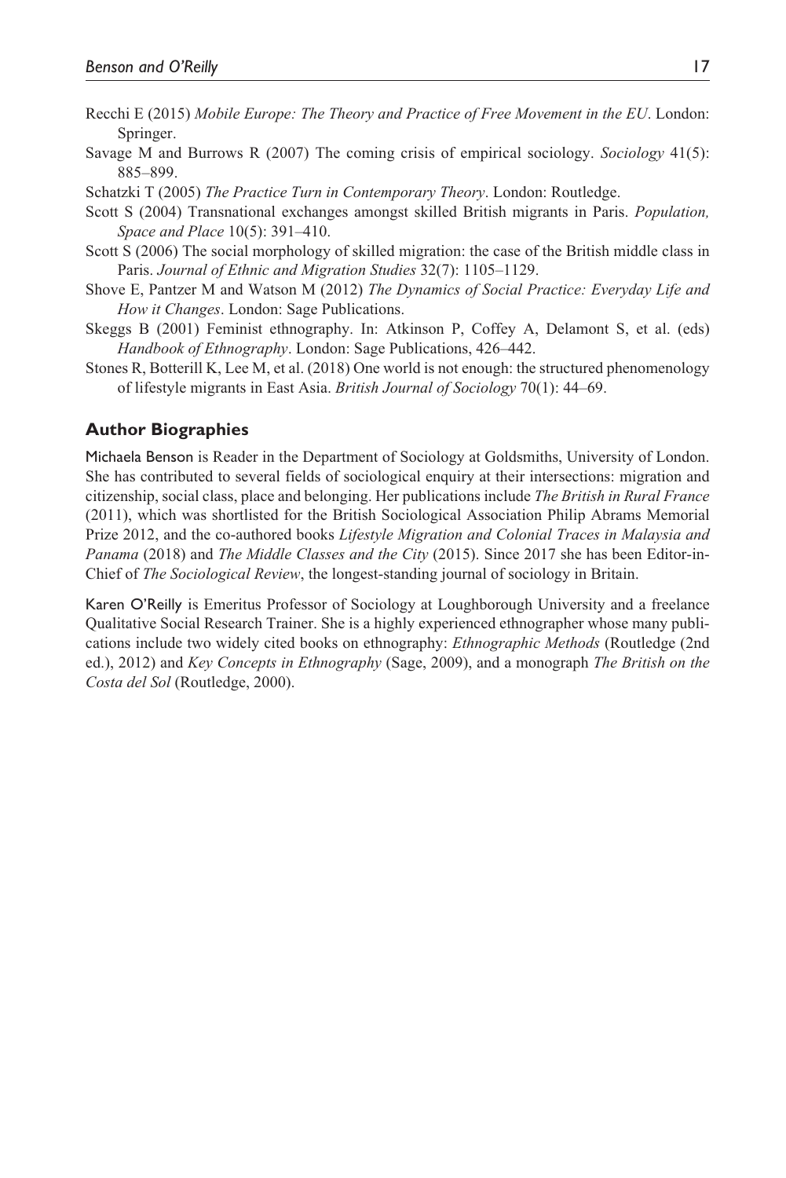Recchi E (2015) *Mobile Europe: The Theory and Practice of Free Movement in the EU*. London: Springer.

Savage M and Burrows R (2007) The coming crisis of empirical sociology. *Sociology* 41(5): 885–899.

Schatzki T (2005) *The Practice Turn in Contemporary Theory*. London: Routledge.

Scott S (2004) Transnational exchanges amongst skilled British migrants in Paris. *Population, Space and Place* 10(5): 391–410.

Scott S (2006) The social morphology of skilled migration: the case of the British middle class in Paris. *Journal of Ethnic and Migration Studies* 32(7): 1105–1129.

Shove E, Pantzer M and Watson M (2012) *The Dynamics of Social Practice: Everyday Life and How it Changes*. London: Sage Publications.

Skeggs B (2001) Feminist ethnography. In: Atkinson P, Coffey A, Delamont S, et al. (eds) *Handbook of Ethnography*. London: Sage Publications, 426–442.

Stones R, Botterill K, Lee M, et al. (2018) One world is not enough: the structured phenomenology of lifestyle migrants in East Asia. *British Journal of Sociology* 70(1): 44–69.

## Author Biographies

Michaela Benson is Reader in the Department of Sociology at Goldsmiths, University of London. She has contributed to several fields of sociological enquiry at their intersections: migration and citizenship, social class, place and belonging. Her publications include *The British in Rural France* (2011), which was shortlisted for the British Sociological Association Philip Abrams Memorial Prize 2012, and the co-authored books *Lifestyle Migration and Colonial Traces in Malaysia and Panama* (2018) and *The Middle Classes and the City* (2015). Since 2017 she has been Editor-in-Chief of *The Sociological Review*, the longest-standing journal of sociology in Britain.

Karen O'Reilly is Emeritus Professor of Sociology at Loughborough University and a freelance Qualitative Social Research Trainer. She is a highly experienced ethnographer whose many publications include two widely cited books on ethnography: *Ethnographic Methods* (Routledge (2nd ed.), 2012) and *Key Concepts in Ethnography* (Sage, 2009), and a monograph *The British on the Costa del Sol* (Routledge, 2000).